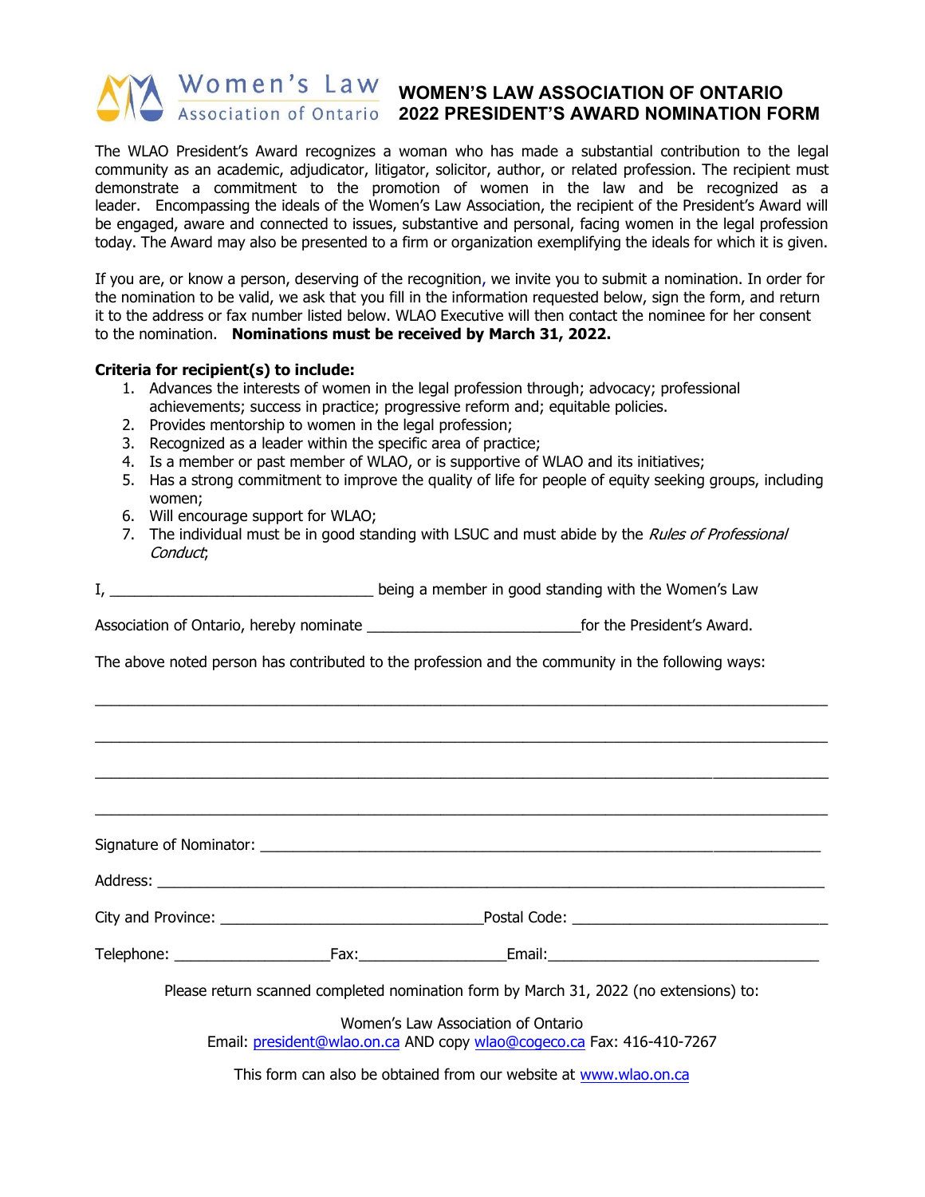# WOMEN'S LAW ASSOCIATION OF ONTARIO
# 2022 PRESIDENT'S AWARD NOMINATION FORM

The WLAO President's Award recognizes a woman who has made a substantial contribution to the legal community as an academic, adjudicator, litigator, solicitor, author, or related profession. The recipient must demonstrate a commitment to the promotion of women in the law and be recognized as a leader. Encompassing the ideals of the Women's Law Association, the recipient of the President's Award will be engaged, aware and connected to issues, substantive and personal, facing women in the legal profession today. The Award may also be presented to a firm or organization exemplifying the ideals for which it is given.

If you are, or know a person, deserving of the recognition, we invite you to submit a nomination. In order for the nomination to be valid, we ask that you fill in the information requested below, sign the form, and return it to the address or fax number listed below. WLAO Executive will then contact the nominee for her consent to the nomination. **Nominations must be received by March 31, 2022.**

**Criteria for recipient(s) to include:**

1. Advances the interests of women in the legal profession through; advocacy; professional achievements; success in practice; progressive reform and; equitable policies.
2. Provides mentorship to women in the legal profession;
3. Recognized as a leader within the specific area of practice;
4. Is a member or past member of WLAO, or is supportive of WLAO and its initiatives;
5. Has a strong commitment to improve the quality of life for people of equity seeking groups, including women;
6. Will encourage support for WLAO;
7. The individual must be in good standing with LSUC and must abide by the *Rules of Professional Conduct*;

I, ________________________________ being a member in good standing with the Women's Law Association of Ontario, hereby nominate __________________________for the President's Award.

The above noted person has contributed to the profession and the community in the following ways:

________________________________________________________________________________

________________________________________________________________________________

________________________________________________________________________________

________________________________________________________________________________

Signature of Nominator: ______________________________________________________________

Address: ______________________________________________________________________

City and Province: ________________________________Postal Code: ______________________________

Telephone: ___________________Fax:_________________Email:_________________________________

Please return scanned completed nomination form by March 31, 2022 (no extensions) to:

Women's Law Association of Ontario
Email: president@wlao.on.ca AND copy wlao@cogeco.ca Fax: 416-410-7267

This form can also be obtained from our website at www.wlao.on.ca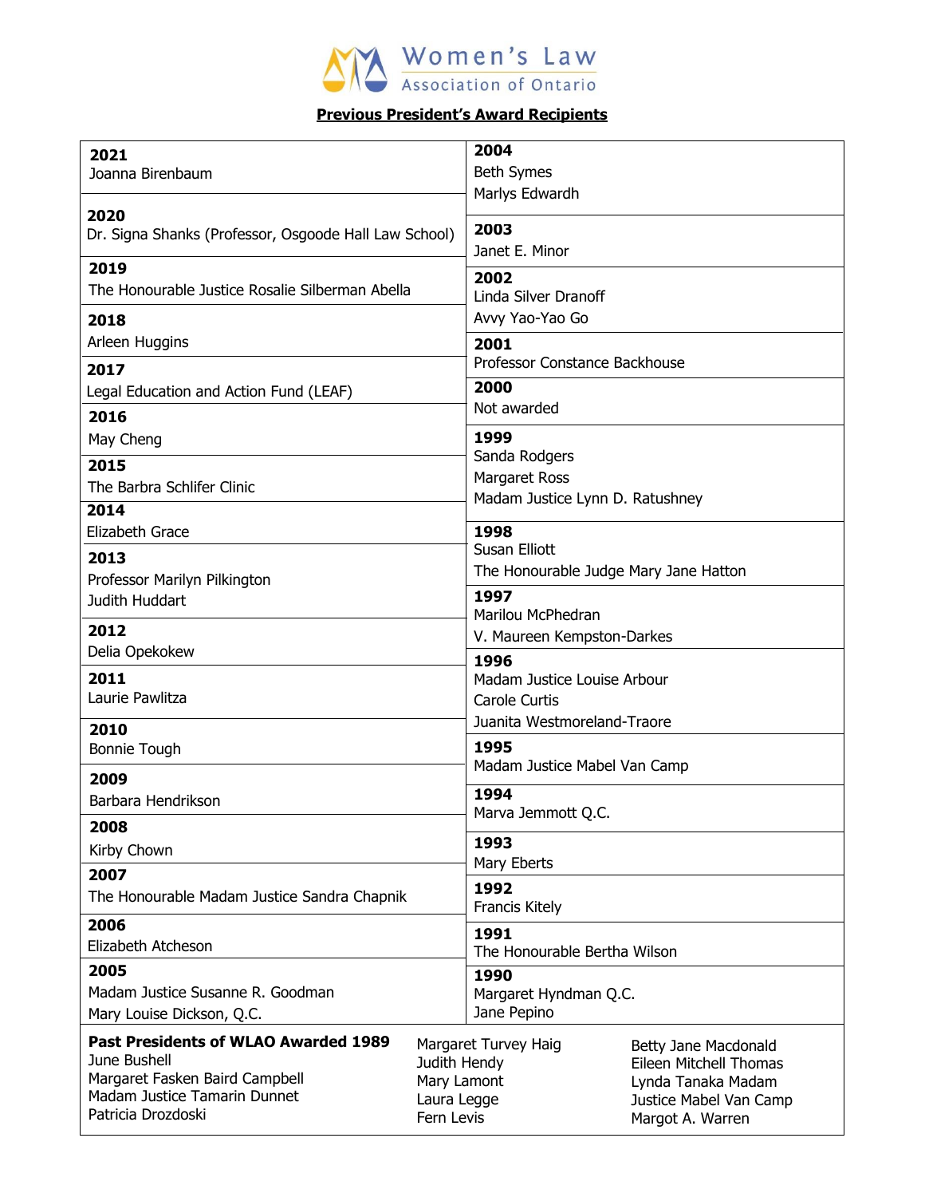# Women's Law Association of Ontario

## Previous President's Award Recipients

| | |
|---|---|
| **2021** Joanna Birenbaum | **2004** Beth Symes, Marlys Edwardh |
| **2020** Dr. Signa Shanks (Professor, Osgoode Hall Law School) | **2003** Janet E. Minor |
| **2019** The Honourable Justice Rosalie Silberman Abella | **2002** Linda Silver Dranoff, Avvy Yao-Yao Go |
| **2018** Arleen Huggins | **2001** Professor Constance Backhouse |
| **2017** Legal Education and Action Fund (LEAF) | **2000** Not awarded |
| **2016** May Cheng | **1999** Sanda Rodgers, Margaret Ross, Madam Justice Lynn D. Ratushney |
| **2015** The Barbra Schlifer Clinic | **1998** Susan Elliott, The Honourable Judge Mary Jane Hatton |
| **2014** Elizabeth Grace | **1997** Marilou McPhedran, V. Maureen Kempston-Darkes |
| **2013** Professor Marilyn Pilkington, Judith Huddart | **1996** Madam Justice Louise Arbour, Carole Curtis, Juanita Westmoreland-Traore |
| **2012** Delia Opekokew | **1995** Madam Justice Mabel Van Camp |
| **2011** Laurie Pawlitza | **1994** Marva Jemmott Q.C. |
| **2010** Bonnie Tough | **1993** Mary Eberts |
| **2009** Barbara Hendrikson | **1992** Francis Kitely |
| **2008** Kirby Chown | **1991** The Honourable Bertha Wilson |
| **2007** The Honourable Madam Justice Sandra Chapnik | **1990** Margaret Hyndman Q.C., Jane Pepino |
| **2006** Elizabeth Atcheson | |
| **2005** Madam Justice Susanne R. Goodman, Mary Louise Dickson, Q.C. | |

**Past Presidents of WLAO Awarded 1989**

June Bushell
Margaret Fasken Baird Campbell
Madam Justice Tamarin Dunnet
Patricia Drozdoski
Margaret Turvey Haig
Judith Hendy
Mary Lamont
Laura Legge
Fern Levis
Betty Jane Macdonald
Eileen Mitchell Thomas
Lynda Tanaka Madam
Justice Mabel Van Camp
Margot A. Warren